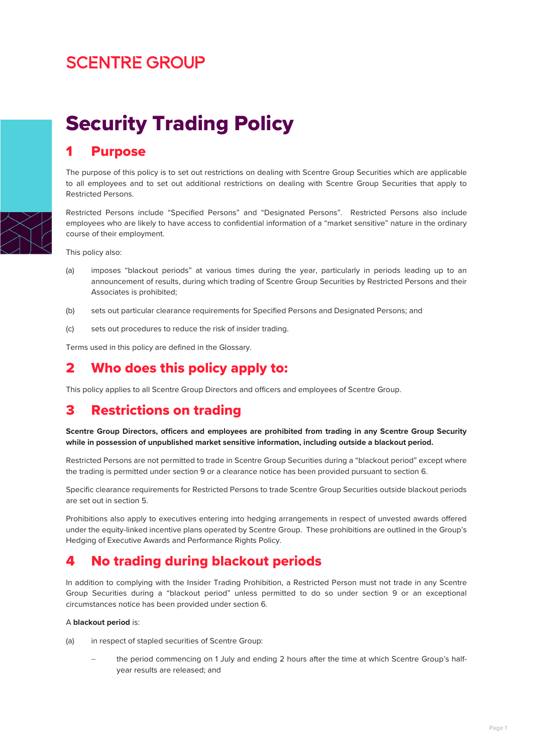SCENTRE GROUP

# Security Trading Policy

## 1 Purpose

The purpose of this policy is to set out restrictions on dealing with Scentre Group Securities which are applicable to all employees and to set out additional restrictions on dealing with Scentre Group Securities that apply to Restricted Persons.

Restricted Persons include "Specified Persons" and "Designated Persons". Restricted Persons also include employees who are likely to have access to confidential information of a "market sensitive" nature in the ordinary course of their employment.

This policy also:

(a) imposes "blackout periods" at various times during the year, particularly in periods leading up to an announcement of results, during which trading of Scentre Group Securities by Restricted Persons and their Associates is prohibited;

(b) sets out particular clearance requirements for Specified Persons and Designated Persons; and

(c) sets out procedures to reduce the risk of insider trading.

Terms used in this policy are defined in the Glossary.

## 2 Who does this policy apply to:

This policy applies to all Scentre Group Directors and officers and employees of Scentre Group.

## 3 Restrictions on trading

**Scentre Group Directors, officers and employees are prohibited from trading in any Scentre Group Security while in possession of unpublished market sensitive information, including outside a blackout period.**

Restricted Persons are not permitted to trade in Scentre Group Securities during a "blackout period" except where the trading is permitted under section 9 or a clearance notice has been provided pursuant to section 6.

Specific clearance requirements for Restricted Persons to trade Scentre Group Securities outside blackout periods are set out in section 5.

Prohibitions also apply to executives entering into hedging arrangements in respect of unvested awards offered under the equity-linked incentive plans operated by Scentre Group. These prohibitions are outlined in the Group's Hedging of Executive Awards and Performance Rights Policy.

## 4 No trading during blackout periods

In addition to complying with the Insider Trading Prohibition, a Restricted Person must not trade in any Scentre Group Securities during a "blackout period" unless permitted to do so under section 9 or an exceptional circumstances notice has been provided under section 6.

A **blackout period** is:

(a) in respect of stapled securities of Scentre Group:

- the period commencing on 1 July and ending 2 hours after the time at which Scentre Group's half-year results are released; and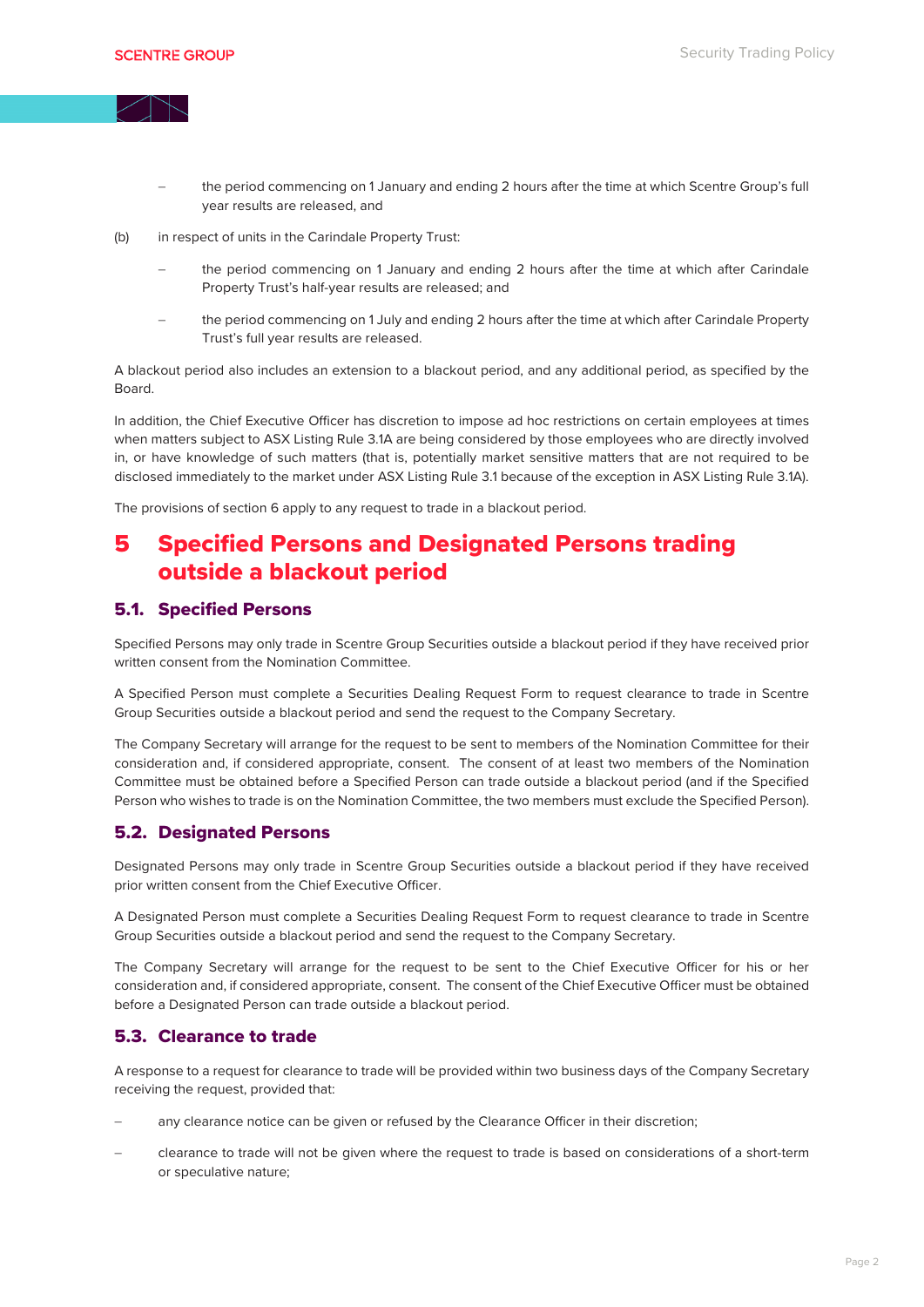- the period commencing on 1 January and ending 2 hours after the time at which Scentre Group's full year results are released, and

(b) in respect of units in the Carindale Property Trust:

- the period commencing on 1 January and ending 2 hours after the time at which after Carindale Property Trust's half-year results are released; and
- the period commencing on 1 July and ending 2 hours after the time at which after Carindale Property Trust's full year results are released.

A blackout period also includes an extension to a blackout period, and any additional period, as specified by the Board.

In addition, the Chief Executive Officer has discretion to impose ad hoc restrictions on certain employees at times when matters subject to ASX Listing Rule 3.1A are being considered by those employees who are directly involved in, or have knowledge of such matters (that is, potentially market sensitive matters that are not required to be disclosed immediately to the market under ASX Listing Rule 3.1 because of the exception in ASX Listing Rule 3.1A).

The provisions of section 6 apply to any request to trade in a blackout period.

# 5 Specified Persons and Designated Persons trading outside a blackout period

## 5.1. Specified Persons

Specified Persons may only trade in Scentre Group Securities outside a blackout period if they have received prior written consent from the Nomination Committee.

A Specified Person must complete a Securities Dealing Request Form to request clearance to trade in Scentre Group Securities outside a blackout period and send the request to the Company Secretary.

The Company Secretary will arrange for the request to be sent to members of the Nomination Committee for their consideration and, if considered appropriate, consent. The consent of at least two members of the Nomination Committee must be obtained before a Specified Person can trade outside a blackout period (and if the Specified Person who wishes to trade is on the Nomination Committee, the two members must exclude the Specified Person).

## 5.2. Designated Persons

Designated Persons may only trade in Scentre Group Securities outside a blackout period if they have received prior written consent from the Chief Executive Officer.

A Designated Person must complete a Securities Dealing Request Form to request clearance to trade in Scentre Group Securities outside a blackout period and send the request to the Company Secretary.

The Company Secretary will arrange for the request to be sent to the Chief Executive Officer for his or her consideration and, if considered appropriate, consent. The consent of the Chief Executive Officer must be obtained before a Designated Person can trade outside a blackout period.

## 5.3. Clearance to trade

A response to a request for clearance to trade will be provided within two business days of the Company Secretary receiving the request, provided that:

- any clearance notice can be given or refused by the Clearance Officer in their discretion;
- clearance to trade will not be given where the request to trade is based on considerations of a short-term or speculative nature;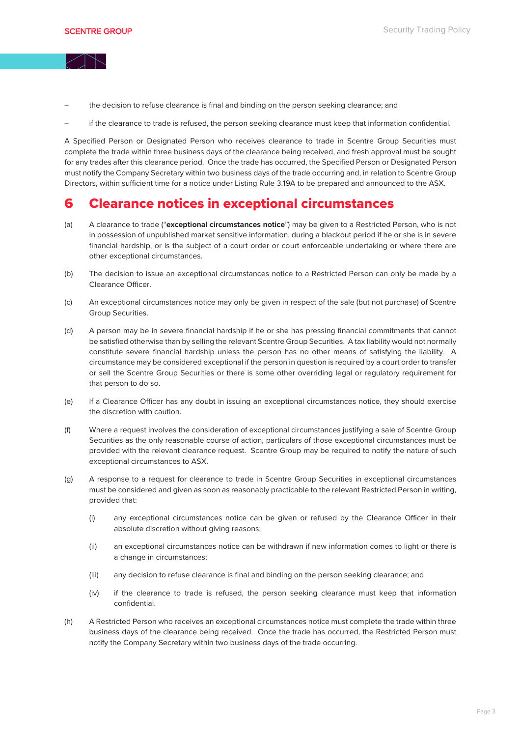- the decision to refuse clearance is final and binding on the person seeking clearance; and
- if the clearance to trade is refused, the person seeking clearance must keep that information confidential.

A Specified Person or Designated Person who receives clearance to trade in Scentre Group Securities must complete the trade within three business days of the clearance being received, and fresh approval must be sought for any trades after this clearance period. Once the trade has occurred, the Specified Person or Designated Person must notify the Company Secretary within two business days of the trade occurring and, in relation to Scentre Group Directors, within sufficient time for a notice under Listing Rule 3.19A to be prepared and announced to the ASX.

# 6 Clearance notices in exceptional circumstances

(a) A clearance to trade ("**exceptional circumstances notice**") may be given to a Restricted Person, who is not in possession of unpublished market sensitive information, during a blackout period if he or she is in severe financial hardship, or is the subject of a court order or court enforceable undertaking or where there are other exceptional circumstances.

(b) The decision to issue an exceptional circumstances notice to a Restricted Person can only be made by a Clearance Officer.

(c) An exceptional circumstances notice may only be given in respect of the sale (but not purchase) of Scentre Group Securities.

(d) A person may be in severe financial hardship if he or she has pressing financial commitments that cannot be satisfied otherwise than by selling the relevant Scentre Group Securities. A tax liability would not normally constitute severe financial hardship unless the person has no other means of satisfying the liability. A circumstance may be considered exceptional if the person in question is required by a court order to transfer or sell the Scentre Group Securities or there is some other overriding legal or regulatory requirement for that person to do so.

(e) If a Clearance Officer has any doubt in issuing an exceptional circumstances notice, they should exercise the discretion with caution.

(f) Where a request involves the consideration of exceptional circumstances justifying a sale of Scentre Group Securities as the only reasonable course of action, particulars of those exceptional circumstances must be provided with the relevant clearance request. Scentre Group may be required to notify the nature of such exceptional circumstances to ASX.

(g) A response to a request for clearance to trade in Scentre Group Securities in exceptional circumstances must be considered and given as soon as reasonably practicable to the relevant Restricted Person in writing, provided that:

  (i) any exceptional circumstances notice can be given or refused by the Clearance Officer in their absolute discretion without giving reasons;

  (ii) an exceptional circumstances notice can be withdrawn if new information comes to light or there is a change in circumstances;

  (iii) any decision to refuse clearance is final and binding on the person seeking clearance; and

  (iv) if the clearance to trade is refused, the person seeking clearance must keep that information confidential.

(h) A Restricted Person who receives an exceptional circumstances notice must complete the trade within three business days of the clearance being received. Once the trade has occurred, the Restricted Person must notify the Company Secretary within two business days of the trade occurring.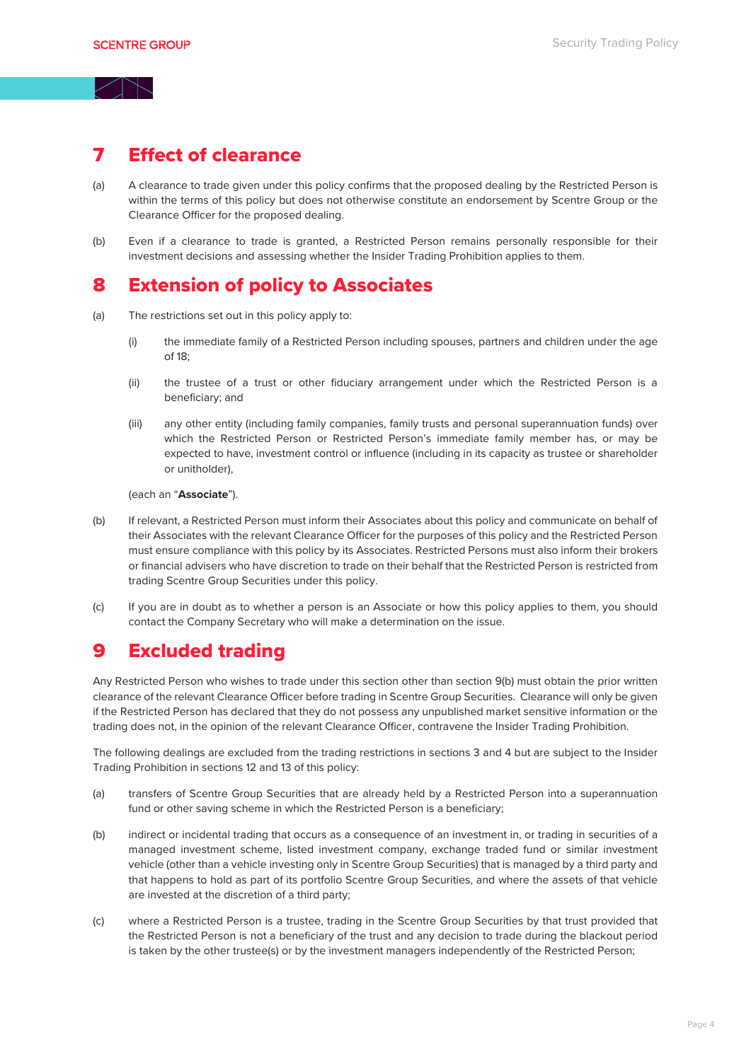# 7 Effect of clearance

(a) A clearance to trade given under this policy confirms that the proposed dealing by the Restricted Person is within the terms of this policy but does not otherwise constitute an endorsement by Scentre Group or the Clearance Officer for the proposed dealing.

(b) Even if a clearance to trade is granted, a Restricted Person remains personally responsible for their investment decisions and assessing whether the Insider Trading Prohibition applies to them.

# 8 Extension of policy to Associates

(a) The restrictions set out in this policy apply to:

  (i) the immediate family of a Restricted Person including spouses, partners and children under the age of 18;

  (ii) the trustee of a trust or other fiduciary arrangement under which the Restricted Person is a beneficiary; and

  (iii) any other entity (including family companies, family trusts and personal superannuation funds) over which the Restricted Person or Restricted Person's immediate family member has, or may be expected to have, investment control or influence (including in its capacity as trustee or shareholder or unitholder),

  (each an "**Associate**").

(b) If relevant, a Restricted Person must inform their Associates about this policy and communicate on behalf of their Associates with the relevant Clearance Officer for the purposes of this policy and the Restricted Person must ensure compliance with this policy by its Associates. Restricted Persons must also inform their brokers or financial advisers who have discretion to trade on their behalf that the Restricted Person is restricted from trading Scentre Group Securities under this policy.

(c) If you are in doubt as to whether a person is an Associate or how this policy applies to them, you should contact the Company Secretary who will make a determination on the issue.

# 9 Excluded trading

Any Restricted Person who wishes to trade under this section other than section 9(b) must obtain the prior written clearance of the relevant Clearance Officer before trading in Scentre Group Securities. Clearance will only be given if the Restricted Person has declared that they do not possess any unpublished market sensitive information or the trading does not, in the opinion of the relevant Clearance Officer, contravene the Insider Trading Prohibition.

The following dealings are excluded from the trading restrictions in sections 3 and 4 but are subject to the Insider Trading Prohibition in sections 12 and 13 of this policy:

(a) transfers of Scentre Group Securities that are already held by a Restricted Person into a superannuation fund or other saving scheme in which the Restricted Person is a beneficiary;

(b) indirect or incidental trading that occurs as a consequence of an investment in, or trading in securities of a managed investment scheme, listed investment company, exchange traded fund or similar investment vehicle (other than a vehicle investing only in Scentre Group Securities) that is managed by a third party and that happens to hold as part of its portfolio Scentre Group Securities, and where the assets of that vehicle are invested at the discretion of a third party;

(c) where a Restricted Person is a trustee, trading in the Scentre Group Securities by that trust provided that the Restricted Person is not a beneficiary of the trust and any decision to trade during the blackout period is taken by the other trustee(s) or by the investment managers independently of the Restricted Person;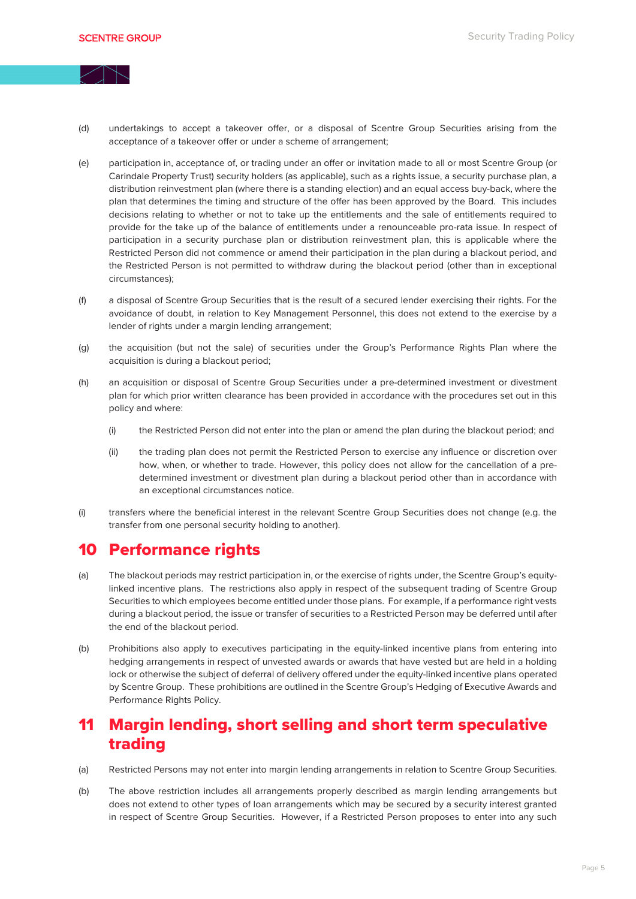(d) undertakings to accept a takeover offer, or a disposal of Scentre Group Securities arising from the acceptance of a takeover offer or under a scheme of arrangement;

(e) participation in, acceptance of, or trading under an offer or invitation made to all or most Scentre Group (or Carindale Property Trust) security holders (as applicable), such as a rights issue, a security purchase plan, a distribution reinvestment plan (where there is a standing election) and an equal access buy-back, where the plan that determines the timing and structure of the offer has been approved by the Board. This includes decisions relating to whether or not to take up the entitlements and the sale of entitlements required to provide for the take up of the balance of entitlements under a renounceable pro-rata issue. In respect of participation in a security purchase plan or distribution reinvestment plan, this is applicable where the Restricted Person did not commence or amend their participation in the plan during a blackout period, and the Restricted Person is not permitted to withdraw during the blackout period (other than in exceptional circumstances);

(f) a disposal of Scentre Group Securities that is the result of a secured lender exercising their rights. For the avoidance of doubt, in relation to Key Management Personnel, this does not extend to the exercise by a lender of rights under a margin lending arrangement;

(g) the acquisition (but not the sale) of securities under the Group's Performance Rights Plan where the acquisition is during a blackout period;

(h) an acquisition or disposal of Scentre Group Securities under a pre-determined investment or divestment plan for which prior written clearance has been provided in accordance with the procedures set out in this policy and where:

   (i) the Restricted Person did not enter into the plan or amend the plan during the blackout period; and

   (ii) the trading plan does not permit the Restricted Person to exercise any influence or discretion over how, when, or whether to trade. However, this policy does not allow for the cancellation of a pre-determined investment or divestment plan during a blackout period other than in accordance with an exceptional circumstances notice.

(i) transfers where the beneficial interest in the relevant Scentre Group Securities does not change (e.g. the transfer from one personal security holding to another).

## 10 Performance rights

(a) The blackout periods may restrict participation in, or the exercise of rights under, the Scentre Group's equity-linked incentive plans. The restrictions also apply in respect of the subsequent trading of Scentre Group Securities to which employees become entitled under those plans. For example, if a performance right vests during a blackout period, the issue or transfer of securities to a Restricted Person may be deferred until after the end of the blackout period.

(b) Prohibitions also apply to executives participating in the equity-linked incentive plans from entering into hedging arrangements in respect of unvested awards or awards that have vested but are held in a holding lock or otherwise the subject of deferral of delivery offered under the equity-linked incentive plans operated by Scentre Group. These prohibitions are outlined in the Scentre Group's Hedging of Executive Awards and Performance Rights Policy.

## 11 Margin lending, short selling and short term speculative trading

(a) Restricted Persons may not enter into margin lending arrangements in relation to Scentre Group Securities.

(b) The above restriction includes all arrangements properly described as margin lending arrangements but does not extend to other types of loan arrangements which may be secured by a security interest granted in respect of Scentre Group Securities. However, if a Restricted Person proposes to enter into any such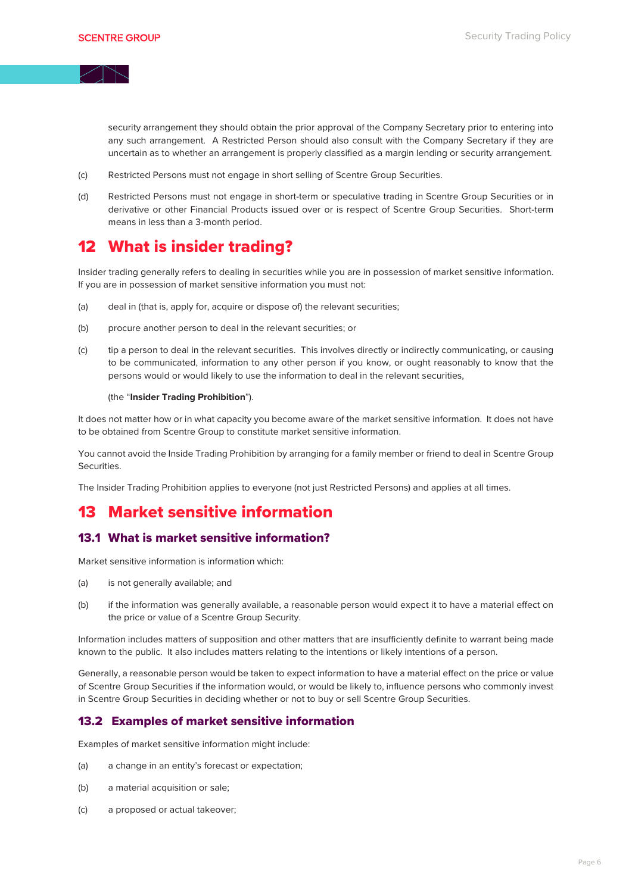security arrangement they should obtain the prior approval of the Company Secretary prior to entering into any such arrangement. A Restricted Person should also consult with the Company Secretary if they are uncertain as to whether an arrangement is properly classified as a margin lending or security arrangement.

(c) Restricted Persons must not engage in short selling of Scentre Group Securities.

(d) Restricted Persons must not engage in short-term or speculative trading in Scentre Group Securities or in derivative or other Financial Products issued over or is respect of Scentre Group Securities. Short-term means in less than a 3-month period.

# 12 What is insider trading?

Insider trading generally refers to dealing in securities while you are in possession of market sensitive information. If you are in possession of market sensitive information you must not:

(a) deal in (that is, apply for, acquire or dispose of) the relevant securities;

(b) procure another person to deal in the relevant securities; or

(c) tip a person to deal in the relevant securities. This involves directly or indirectly communicating, or causing to be communicated, information to any other person if you know, or ought reasonably to know that the persons would or would likely to use the information to deal in the relevant securities,

(the "**Insider Trading Prohibition**").

It does not matter how or in what capacity you become aware of the market sensitive information. It does not have to be obtained from Scentre Group to constitute market sensitive information.

You cannot avoid the Inside Trading Prohibition by arranging for a family member or friend to deal in Scentre Group Securities.

The Insider Trading Prohibition applies to everyone (not just Restricted Persons) and applies at all times.

# 13 Market sensitive information

## 13.1 What is market sensitive information?

Market sensitive information is information which:

(a) is not generally available; and

(b) if the information was generally available, a reasonable person would expect it to have a material effect on the price or value of a Scentre Group Security.

Information includes matters of supposition and other matters that are insufficiently definite to warrant being made known to the public. It also includes matters relating to the intentions or likely intentions of a person.

Generally, a reasonable person would be taken to expect information to have a material effect on the price or value of Scentre Group Securities if the information would, or would be likely to, influence persons who commonly invest in Scentre Group Securities in deciding whether or not to buy or sell Scentre Group Securities.

## 13.2 Examples of market sensitive information

Examples of market sensitive information might include:

(a) a change in an entity's forecast or expectation;

(b) a material acquisition or sale;

(c) a proposed or actual takeover;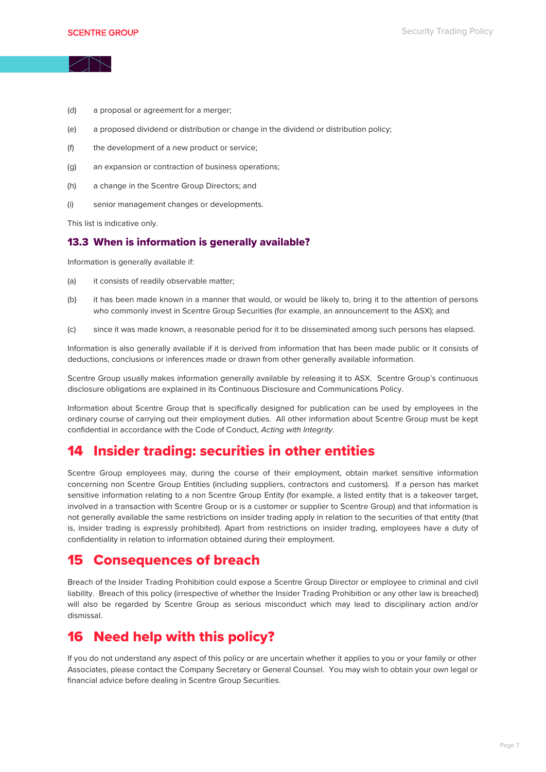(d) a proposal or agreement for a merger;

(e) a proposed dividend or distribution or change in the dividend or distribution policy;

(f) the development of a new product or service;

(g) an expansion or contraction of business operations;

(h) a change in the Scentre Group Directors; and

(i) senior management changes or developments.

This list is indicative only.

### 13.3 When is information is generally available?

Information is generally available if:

(a) it consists of readily observable matter;

(b) it has been made known in a manner that would, or would be likely to, bring it to the attention of persons who commonly invest in Scentre Group Securities (for example, an announcement to the ASX); and

(c) since it was made known, a reasonable period for it to be disseminated among such persons has elapsed.

Information is also generally available if it is derived from information that has been made public or it consists of deductions, conclusions or inferences made or drawn from other generally available information.

Scentre Group usually makes information generally available by releasing it to ASX. Scentre Group's continuous disclosure obligations are explained in its Continuous Disclosure and Communications Policy.

Information about Scentre Group that is specifically designed for publication can be used by employees in the ordinary course of carrying out their employment duties. All other information about Scentre Group must be kept confidential in accordance with the Code of Conduct, *Acting with Integrity*.

## 14 Insider trading: securities in other entities

Scentre Group employees may, during the course of their employment, obtain market sensitive information concerning non Scentre Group Entities (including suppliers, contractors and customers). If a person has market sensitive information relating to a non Scentre Group Entity (for example, a listed entity that is a takeover target, involved in a transaction with Scentre Group or is a customer or supplier to Scentre Group) and that information is not generally available the same restrictions on insider trading apply in relation to the securities of that entity (that is, insider trading is expressly prohibited). Apart from restrictions on insider trading, employees have a duty of confidentiality in relation to information obtained during their employment.

## 15 Consequences of breach

Breach of the Insider Trading Prohibition could expose a Scentre Group Director or employee to criminal and civil liability. Breach of this policy (irrespective of whether the Insider Trading Prohibition or any other law is breached) will also be regarded by Scentre Group as serious misconduct which may lead to disciplinary action and/or dismissal.

## 16 Need help with this policy?

If you do not understand any aspect of this policy or are uncertain whether it applies to you or your family or other Associates, please contact the Company Secretary or General Counsel. You may wish to obtain your own legal or financial advice before dealing in Scentre Group Securities.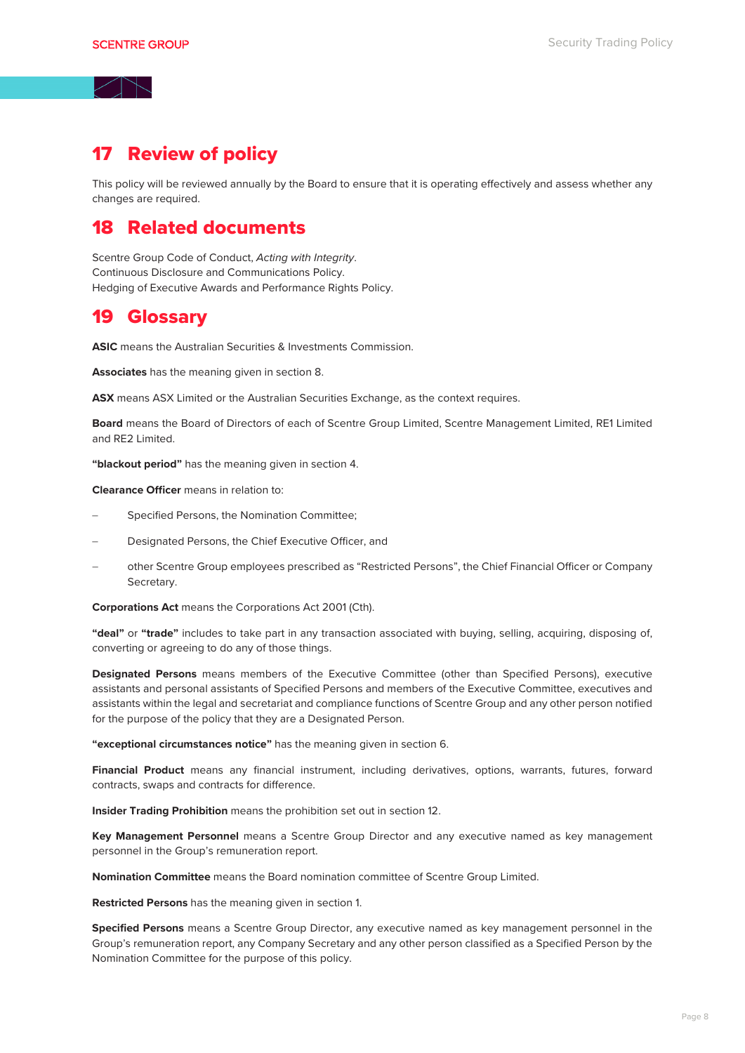## 17 Review of policy

This policy will be reviewed annually by the Board to ensure that it is operating effectively and assess whether any changes are required.

## 18 Related documents

Scentre Group Code of Conduct, *Acting with Integrity*.
Continuous Disclosure and Communications Policy.
Hedging of Executive Awards and Performance Rights Policy.

## 19 Glossary

**ASIC** means the Australian Securities & Investments Commission.

**Associates** has the meaning given in section 8.

**ASX** means ASX Limited or the Australian Securities Exchange, as the context requires.

**Board** means the Board of Directors of each of Scentre Group Limited, Scentre Management Limited, RE1 Limited and RE2 Limited.

**"blackout period"** has the meaning given in section 4.

**Clearance Officer** means in relation to:

– Specified Persons, the Nomination Committee;

– Designated Persons, the Chief Executive Officer, and

– other Scentre Group employees prescribed as "Restricted Persons", the Chief Financial Officer or Company Secretary.

**Corporations Act** means the Corporations Act 2001 (Cth).

**"deal"** or **"trade"** includes to take part in any transaction associated with buying, selling, acquiring, disposing of, converting or agreeing to do any of those things.

**Designated Persons** means members of the Executive Committee (other than Specified Persons), executive assistants and personal assistants of Specified Persons and members of the Executive Committee, executives and assistants within the legal and secretariat and compliance functions of Scentre Group and any other person notified for the purpose of the policy that they are a Designated Person.

**"exceptional circumstances notice"** has the meaning given in section 6.

**Financial Product** means any financial instrument, including derivatives, options, warrants, futures, forward contracts, swaps and contracts for difference.

**Insider Trading Prohibition** means the prohibition set out in section 12.

**Key Management Personnel** means a Scentre Group Director and any executive named as key management personnel in the Group's remuneration report.

**Nomination Committee** means the Board nomination committee of Scentre Group Limited.

**Restricted Persons** has the meaning given in section 1.

**Specified Persons** means a Scentre Group Director, any executive named as key management personnel in the Group's remuneration report, any Company Secretary and any other person classified as a Specified Person by the Nomination Committee for the purpose of this policy.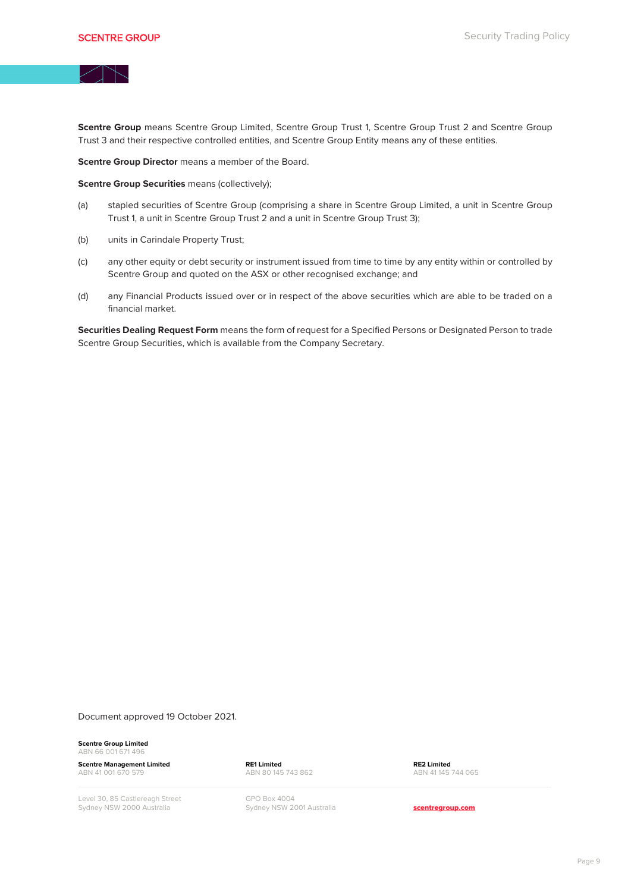**Scentre Group** means Scentre Group Limited, Scentre Group Trust 1, Scentre Group Trust 2 and Scentre Group Trust 3 and their respective controlled entities, and Scentre Group Entity means any of these entities.

**Scentre Group Director** means a member of the Board.

**Scentre Group Securities** means (collectively);

(a) stapled securities of Scentre Group (comprising a share in Scentre Group Limited, a unit in Scentre Group Trust 1, a unit in Scentre Group Trust 2 and a unit in Scentre Group Trust 3);

(b) units in Carindale Property Trust;

(c) any other equity or debt security or instrument issued from time to time by any entity within or controlled by Scentre Group and quoted on the ASX or other recognised exchange; and

(d) any Financial Products issued over or in respect of the above securities which are able to be traded on a financial market.

**Securities Dealing Request Form** means the form of request for a Specified Persons or Designated Person to trade Scentre Group Securities, which is available from the Company Secretary.

Document approved 19 October 2021.

**Scentre Group Limited**
ABN 66 001 671 496

**Scentre Management Limited**
ABN 41 001 670 579

**RE1 Limited**
ABN 80 145 743 862

**RE2 Limited**
ABN 41 145 744 065

Level 30, 85 Castlereagh Street
Sydney NSW 2000 Australia

GPO Box 4004
Sydney NSW 2001 Australia

**scentregroup.com**